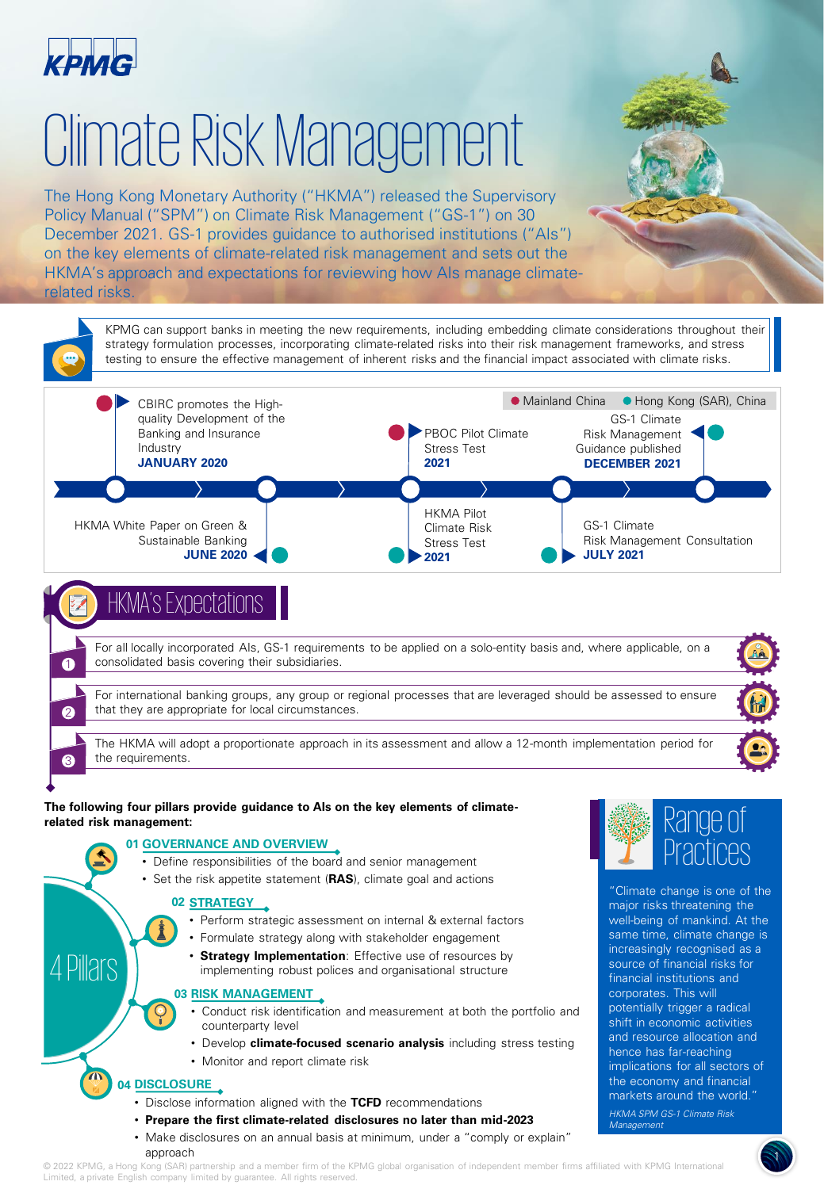# Climate Risk Management

The Hong Kong Monetary Authority ("HKMA") released the Supervisory Policy Manual ("SPM") on Climate Risk Management ("GS-1") on 30 December 2021. GS-1 provides guidance to authorised institutions ("AIs") on the key elements of climate-related risk management and sets out the HKMA's approach and expectations for reviewing how AIs manage climate-related risks.

KPMG can support banks in meeting the new requirements, including embedding climate considerations throughout their strategy formulation processes, incorporating climate-related risks into their risk management frameworks, and stress testing to ensure the effective management of inherent risks and the financial impact associated with climate risks.

● Mainland China ● Hong Kong (SAR), China

- CBIRC promotes the High-quality Development of the Banking and Insurance Industry — **JANUARY 2020**
- HKMA White Paper on Green & Sustainable Banking — **JUNE 2020**
- PBOC Pilot Climate Stress Test — **2021**
- HKMA Pilot Climate Risk Stress Test — **2021**
- GS-1 Climate Risk Management Consultation — **JULY 2021**
- GS-1 Climate Risk Management Guidance published — **DECEMBER 2021**

## HKMA's Expectations

1. For all locally incorporated AIs, GS-1 requirements to be applied on a solo-entity basis and, where applicable, on a consolidated basis covering their subsidiaries.
2. For international banking groups, any group or regional processes that are leveraged should be assessed to ensure that they are appropriate for local circumstances.
3. The HKMA will adopt a proportionate approach in its assessment and allow a 12-month implementation period for the requirements.

**The following four pillars provide guidance to AIs on the key elements of climate-related risk management:**

### 4 Pillars

**01 GOVERNANCE AND OVERVIEW**
- Define responsibilities of the board and senior management
- Set the risk appetite statement (**RAS**), climate goal and actions

**02 STRATEGY**
- Perform strategic assessment on internal & external factors
- Formulate strategy along with stakeholder engagement
- **Strategy Implementation**: Effective use of resources by implementing robust polices and organisational structure

**03 RISK MANAGEMENT**
- Conduct risk identification and measurement at both the portfolio and counterparty level
- Develop **climate-focused scenario analysis** including stress testing
- Monitor and report climate risk

**04 DISCLOSURE**
- Disclose information aligned with the **TCFD** recommendations
- **Prepare the first climate-related disclosures no later than mid-2023**
- Make disclosures on an annual basis at minimum, under a "comply or explain" approach

## Range of Practices

"Climate change is one of the major risks threatening the well-being of mankind. At the same time, climate change is increasingly recognised as a source of financial risks for financial institutions and corporates. This will potentially trigger a radical shift in economic activities and resource allocation and hence has far-reaching implications for all sectors of the economy and financial markets around the world."

*HKMA SPM GS-1 Climate Risk Management*

© 2022 KPMG, a Hong Kong (SAR) partnership and a member firm of the KPMG global organisation of independent member firms affiliated with KPMG International Limited, a private English company limited by guarantee. All rights reserved.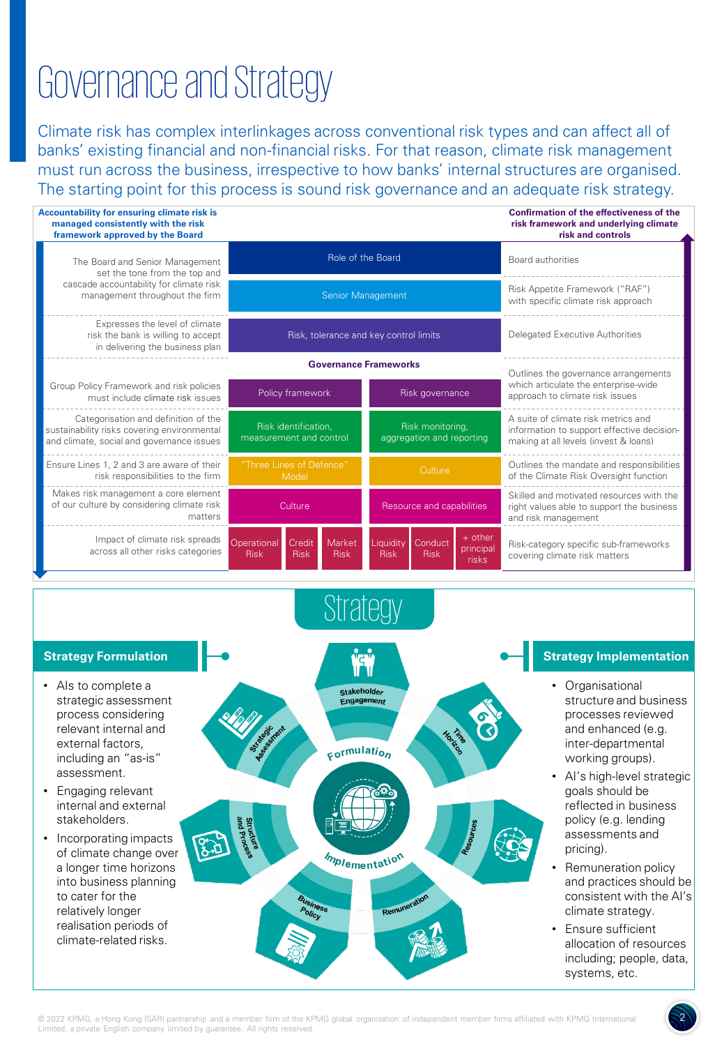# Governance and Strategy

Climate risk has complex interlinkages across conventional risk types and can affect all of banks' existing financial and non-financial risks. For that reason, climate risk management must run across the business, irrespective to how banks' internal structures are organised. The starting point for this process is sound risk governance and an adequate risk strategy.

| Accountability for ensuring climate risk is managed consistently with the risk framework approved by the Board | | | Confirmation of the effectiveness of the risk framework and underlying climate risk and controls |
|---|---|---|---|
| The Board and Senior Management set the tone from the top and cascade accountability for climate risk management throughout the firm | Role of the Board | | Board authorities |
| | Senior Management | | Risk Appetite Framework ("RAF") with specific climate risk approach |
| Expresses the level of climate risk the bank is willing to accept in delivering the business plan | Risk, tolerance and key control limits | | Delegated Executive Authorities |
| | **Governance Frameworks** | | |
| Group Policy Framework and risk policies must include climate risk issues | Policy framework | Risk governance | Outlines the governance arrangements which articulate the enterprise-wide approach to climate risk issues |
| Categorisation and definition of the sustainability risks covering environmental and climate, social and governance issues | Risk identification, measurement and control | Risk monitoring, aggregation and reporting | A suite of climate risk metrics and information to support effective decision-making at all levels (invest & loans) |
| Ensure Lines 1, 2 and 3 are aware of their risk responsibilities to the firm | "Three Lines of Defence" Model | Culture | Outlines the mandate and responsibilities of the Climate Risk Oversight function |
| Makes risk management a core element of our culture by considering climate risk matters | Culture | Resource and capabilities | Skilled and motivated resources with the right values able to support the business and risk management |
| Impact of climate risk spreads across all other risks categories | Operational Risk, Credit Risk, Market Risk | Liquidity Risk, Conduct Risk, + other principal risks | Risk-category specific sub-frameworks covering climate risk matters |

## Strategy

### Strategy Formulation

- AIs to complete a strategic assessment process considering relevant internal and external factors, including an "as-is" assessment.
- Engaging relevant internal and external stakeholders.
- Incorporating impacts of climate change over a longer time horizons into business planning to cater for the relatively longer realisation periods of climate-related risks.

Formulation: Stakeholder Engagement, Strategic Assessment, Time Horizon

Implementation: Structure and Process, Business Policy, Remuneration, Resources

### Strategy Implementation

- Organisational structure and business processes reviewed and enhanced (e.g. inter-departmental working groups).
- AI's high-level strategic goals should be reflected in business policy (e.g. lending assessments and pricing).
- Remuneration policy and practices should be consistent with the AI's climate strategy.
- Ensure sufficient allocation of resources including; people, data, systems, etc.

© 2022 KPMG, a Hong Kong (SAR) partnership and a member firm of the KPMG global organisation of independent member firms affiliated with KPMG International Limited, a private English company limited by guarantee. All rights reserved.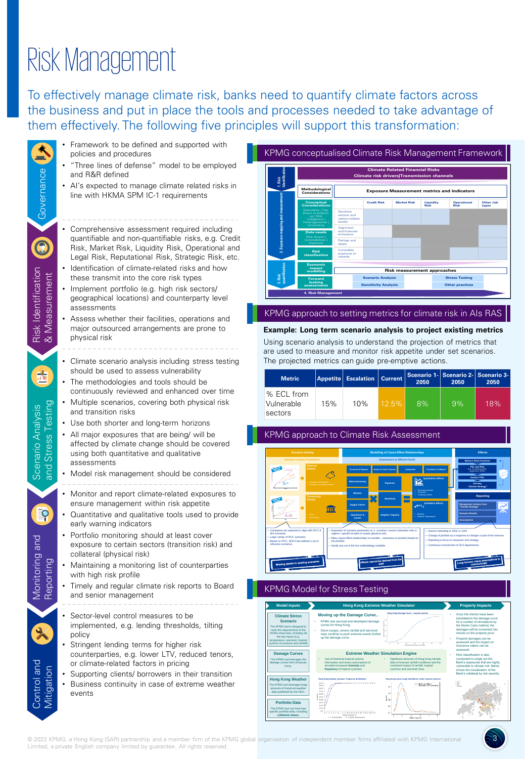# Risk Management

To effectively manage climate risk, banks need to quantify climate factors across the business and put in place the tools and processes needed to take advantage of them effectively. The following five principles will support this transformation:

## Governance

- Framework to be defined and supported with policies and procedures
- "Three lines of defense" model to be employed and R&R defined
- AI's expected to manage climate related risks in line with HKMA SPM IC-1 requirements

## Risk Identification & Measurement

- Comprehensive assessment required including quantifiable and non-quantifiable risks, e.g. Credit Risk, Market Risk, Liquidity Risk, Operational and Legal Risk, Reputational Risk, Strategic Risk, etc.
- Identification of climate-related risks and how these transmit into the core risk types
- Implement portfolio (e.g. high risk sectors/ geographical locations) and counterparty level assessments
- Assess whether their facilities, operations and major outsourced arrangements are prone to physical risk

## Scenario Analysis and Stress Testing

- Climate scenario analysis including stress testing should be used to assess vulnerability
- The methodologies and tools should be continuously reviewed and enhanced over time
- Multiple scenarios, covering both physical risk and transition risks
- Use both shorter and long-term horizons
- All major exposures that are being/ will be affected by climate change should be covered using both quantitative and qualitative assessments
- Model risk management should be considered

## Monitoring and Reporting

- Monitor and report climate-related exposures to ensure management within risk appetite
- Quantitative and qualitative tools used to provide early warning indicators
- Portfolio monitoring should at least cover exposure to certain sectors (transition risk) and collateral (physical risk)
- Maintaining a monitoring list of counterparties with high risk profile
- Timely and regular climate risk reports to Board and senior management

## Control and Mitigation

- Sector-level control measures to be implemented, e.g. lending thresholds, tilting policy
- Stringent lending terms for higher risk counterparties, e.g. lower LTV, reduced tenors, or climate-related factors in pricing
- Supporting clients/ borrowers in their transition
- Business continuity in case of extreme weather events

## KPMG conceptualised Climate Risk Management Framework

## KPMG approach to setting metrics for climate risk in AIs RAS

**Example: Long term scenario analysis to project existing metrics**

Using scenario analysis to understand the projection of metrics that are used to measure and monitor risk appetite under set scenarios. The projected metrics can guide pre-emptive actions.

| Metric | Appetite | Escalation | Current | Scenario 1- 2050 | Scenario 2- 2050 | Scenario 3- 2050 |
|---|---|---|---|---|---|---|
| % ECL from Vulnerable sectors | 15% | 10% | 12.5% | 8% | 9% | 18% |

## KPMG approach to Climate Risk Assessment

## KPMG Model for Stress Testing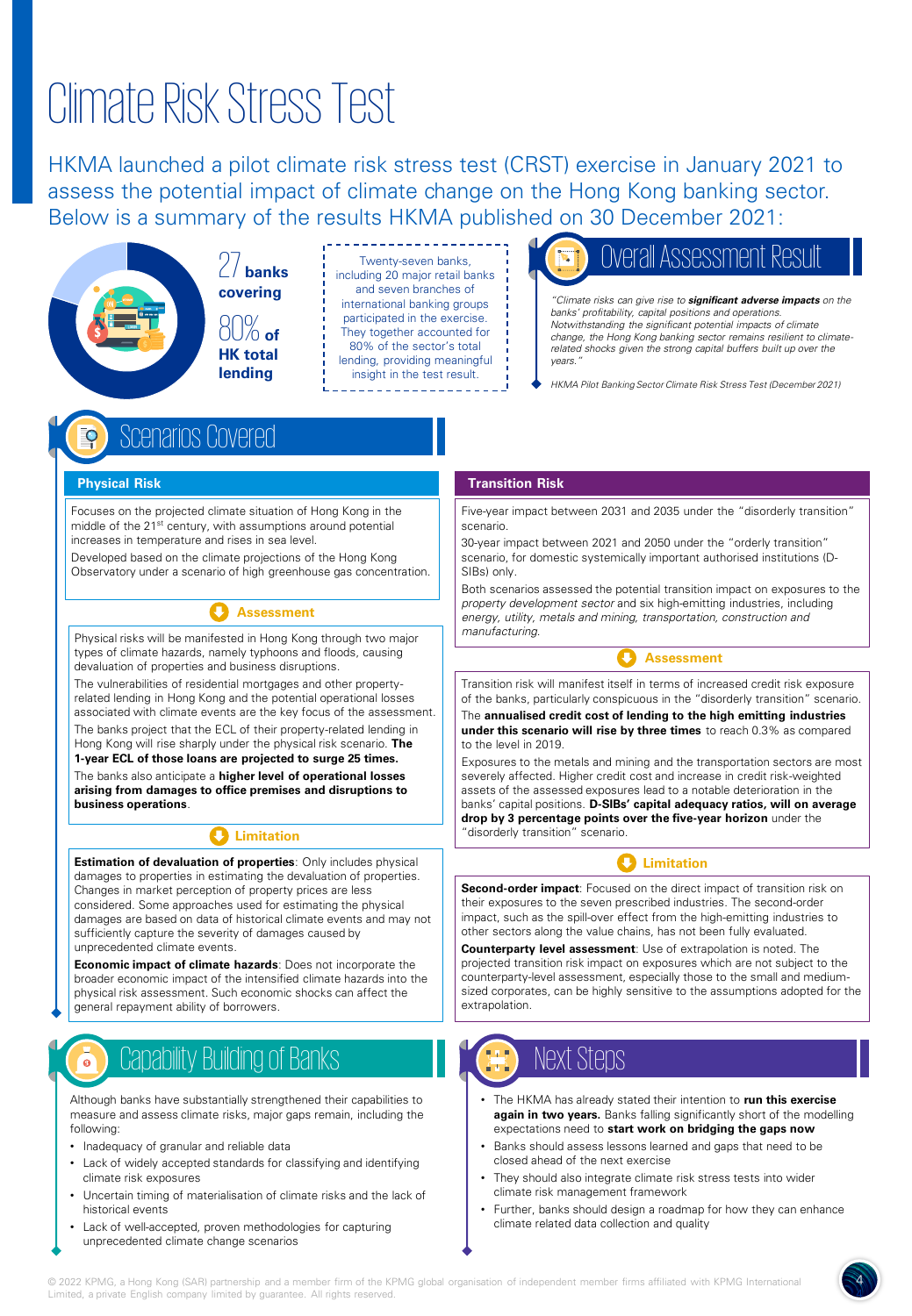# Climate Risk Stress Test

HKMA launched a pilot climate risk stress test (CRST) exercise in January 2021 to assess the potential impact of climate change on the Hong Kong banking sector. Below is a summary of the results HKMA published on 30 December 2021:

27 **banks covering**

80% **of HK total lending**

Twenty-seven banks, including 20 major retail banks and seven branches of international banking groups participated in the exercise. They together accounted for 80% of the sector's total lending, providing meaningful insight in the test result.

## Overall Assessment Result

*"Climate risks can give rise to **significant adverse impacts** on the banks' profitability, capital positions and operations. Notwithstanding the significant potential impacts of climate change, the Hong Kong banking sector remains resilient to climate-related shocks given the strong capital buffers built up over the years."*

*HKMA Pilot Banking Sector Climate Risk Stress Test (December 2021)*

## Scenarios Covered

### Physical Risk

Focuses on the projected climate situation of Hong Kong in the middle of the 21st century, with assumptions around potential increases in temperature and rises in sea level.

Developed based on the climate projections of the Hong Kong Observatory under a scenario of high greenhouse gas concentration.

#### Assessment

Physical risks will be manifested in Hong Kong through two major types of climate hazards, namely typhoons and floods, causing devaluation of properties and business disruptions.

The vulnerabilities of residential mortgages and other property-related lending in Hong Kong and the potential operational losses associated with climate events are the key focus of the assessment.

The banks project that the ECL of their property-related lending in Hong Kong will rise sharply under the physical risk scenario. **The 1-year ECL of those loans are projected to surge 25 times.**

The banks also anticipate a **higher level of operational losses arising from damages to office premises and disruptions to business operations**.

#### Limitation

**Estimation of devaluation of properties**: Only includes physical damages to properties in estimating the devaluation of properties. Changes in market perception of property prices are less considered. Some approaches used for estimating the physical damages are based on data of historical climate events and may not sufficiently capture the severity of damages caused by unprecedented climate events.

**Economic impact of climate hazards**: Does not incorporate the broader economic impact of the intensified climate hazards into the physical risk assessment. Such economic shocks can affect the general repayment ability of borrowers.

### Transition Risk

Five-year impact between 2031 and 2035 under the "disorderly transition" scenario.

30-year impact between 2021 and 2050 under the "orderly transition" scenario, for domestic systemically important authorised institutions (D-SIBs) only.

Both scenarios assessed the potential transition impact on exposures to the *property development sector* and six high-emitting industries, including *energy, utility, metals and mining, transportation, construction and manufacturing.*

#### Assessment

Transition risk will manifest itself in terms of increased credit risk exposure of the banks, particularly conspicuous in the "disorderly transition" scenario.

The **annualised credit cost of lending to the high emitting industries under this scenario will rise by three times** to reach 0.3% as compared to the level in 2019.

Exposures to the metals and mining and the transportation sectors are most severely affected. Higher credit cost and increase in credit risk-weighted assets of the assessed exposures lead to a notable deterioration in the banks' capital positions. **D-SIBs' capital adequacy ratios, will on average drop by 3 percentage points over the five-year horizon** under the "disorderly transition" scenario.

#### Limitation

**Second-order impact**: Focused on the direct impact of transition risk on their exposures to the seven prescribed industries. The second-order impact, such as the spill-over effect from the high-emitting industries to other sectors along the value chains, has not been fully evaluated.

**Counterparty level assessment**: Use of extrapolation is noted. The projected transition risk impact on exposures which are not subject to the counterparty-level assessment, especially those to the small and medium-sized corporates, can be highly sensitive to the assumptions adopted for the extrapolation.

## Capability Building of Banks

Although banks have substantially strengthened their capabilities to measure and assess climate risks, major gaps remain, including the following:

- Inadequacy of granular and reliable data
- Lack of widely accepted standards for classifying and identifying climate risk exposures
- Uncertain timing of materialisation of climate risks and the lack of historical events
- Lack of well-accepted, proven methodologies for capturing unprecedented climate change scenarios

## Next Steps

- The HKMA has already stated their intention to **run this exercise again in two years.** Banks falling significantly short of the modelling expectations need to **start work on bridging the gaps now**
- Banks should assess lessons learned and gaps that need to be closed ahead of the next exercise
- They should also integrate climate risk stress tests into wider climate risk management framework
- Further, banks should design a roadmap for how they can enhance climate related data collection and quality

© 2022 KPMG, a Hong Kong (SAR) partnership and a member firm of the KPMG global organisation of independent member firms affiliated with KPMG International Limited, a private English company limited by guarantee. All rights reserved.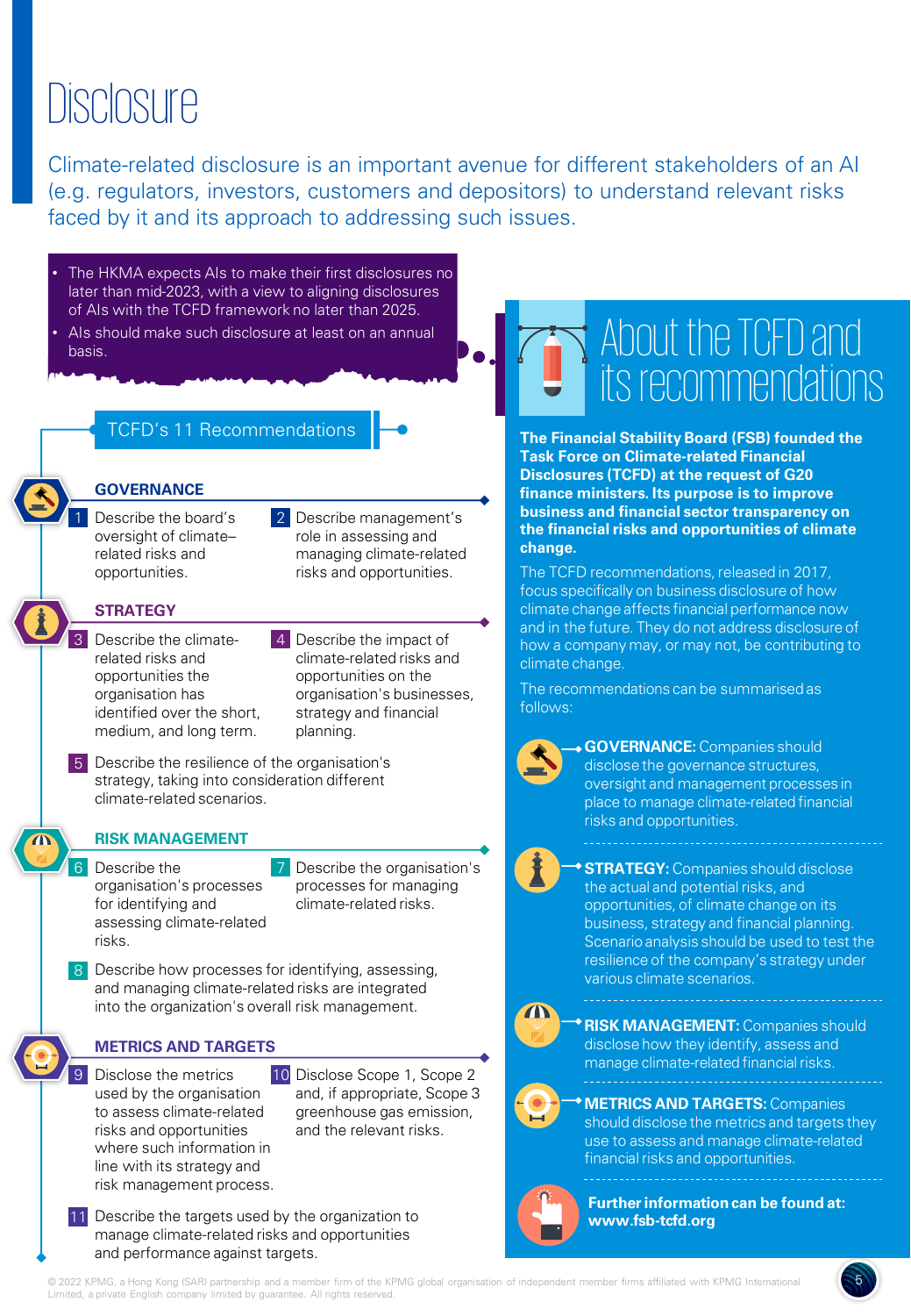# Disclosure

Climate-related disclosure is an important avenue for different stakeholders of an AI (e.g. regulators, investors, customers and depositors) to understand relevant risks faced by it and its approach to addressing such issues.

- The HKMA expects AIs to make their first disclosures no later than mid-2023, with a view to aligning disclosures of AIs with the TCFD framework no later than 2025.
- AIs should make such disclosure at least on an annual basis.

## TCFD's 11 Recommendations

### GOVERNANCE

1. Describe the board's oversight of climate–related risks and opportunities.
2. Describe management's role in assessing and managing climate-related risks and opportunities.

### STRATEGY

3. Describe the climate-related risks and opportunities the organisation has identified over the short, medium, and long term.
4. Describe the impact of climate-related risks and opportunities on the organisation's businesses, strategy and financial planning.
5. Describe the resilience of the organisation's strategy, taking into consideration different climate-related scenarios.

### RISK MANAGEMENT

6. Describe the organisation's processes for identifying and assessing climate-related risks.
7. Describe the organisation's processes for managing climate-related risks.
8. Describe how processes for identifying, assessing, and managing climate-related risks are integrated into the organization's overall risk management.

### METRICS AND TARGETS

9. Disclose the metrics used by the organisation to assess climate-related risks and opportunities where such information in line with its strategy and risk management process.
10. Disclose Scope 1, Scope 2 and, if appropriate, Scope 3 greenhouse gas emission, and the relevant risks.
11. Describe the targets used by the organization to manage climate-related risks and opportunities and performance against targets.

## About the TCFD and its recommendations

**The Financial Stability Board (FSB) founded the Task Force on Climate-related Financial Disclosures (TCFD) at the request of G20 finance ministers. Its purpose is to improve business and financial sector transparency on the financial risks and opportunities of climate change.**

The TCFD recommendations, released in 2017, focus specifically on business disclosure of how climate change affects financial performance now and in the future. They do not address disclosure of how a company may, or may not, be contributing to climate change.

The recommendations can be summarised as follows:

**GOVERNANCE:** Companies should disclose the governance structures, oversight and management processes in place to manage climate-related financial risks and opportunities.

**STRATEGY:** Companies should disclose the actual and potential risks, and opportunities, of climate change on its business, strategy and financial planning. Scenario analysis should be used to test the resilience of the company's strategy under various climate scenarios.

**RISK MANAGEMENT:** Companies should disclose how they identify, assess and manage climate-related financial risks.

**METRICS AND TARGETS:** Companies should disclose the metrics and targets they use to assess and manage climate-related financial risks and opportunities.

**Further information can be found at: www.fsb-tcfd.org**

© 2022 KPMG, a Hong Kong (SAR) partnership and a member firm of the KPMG global organisation of independent member firms affiliated with KPMG International Limited, a private English company limited by guarantee. All rights reserved.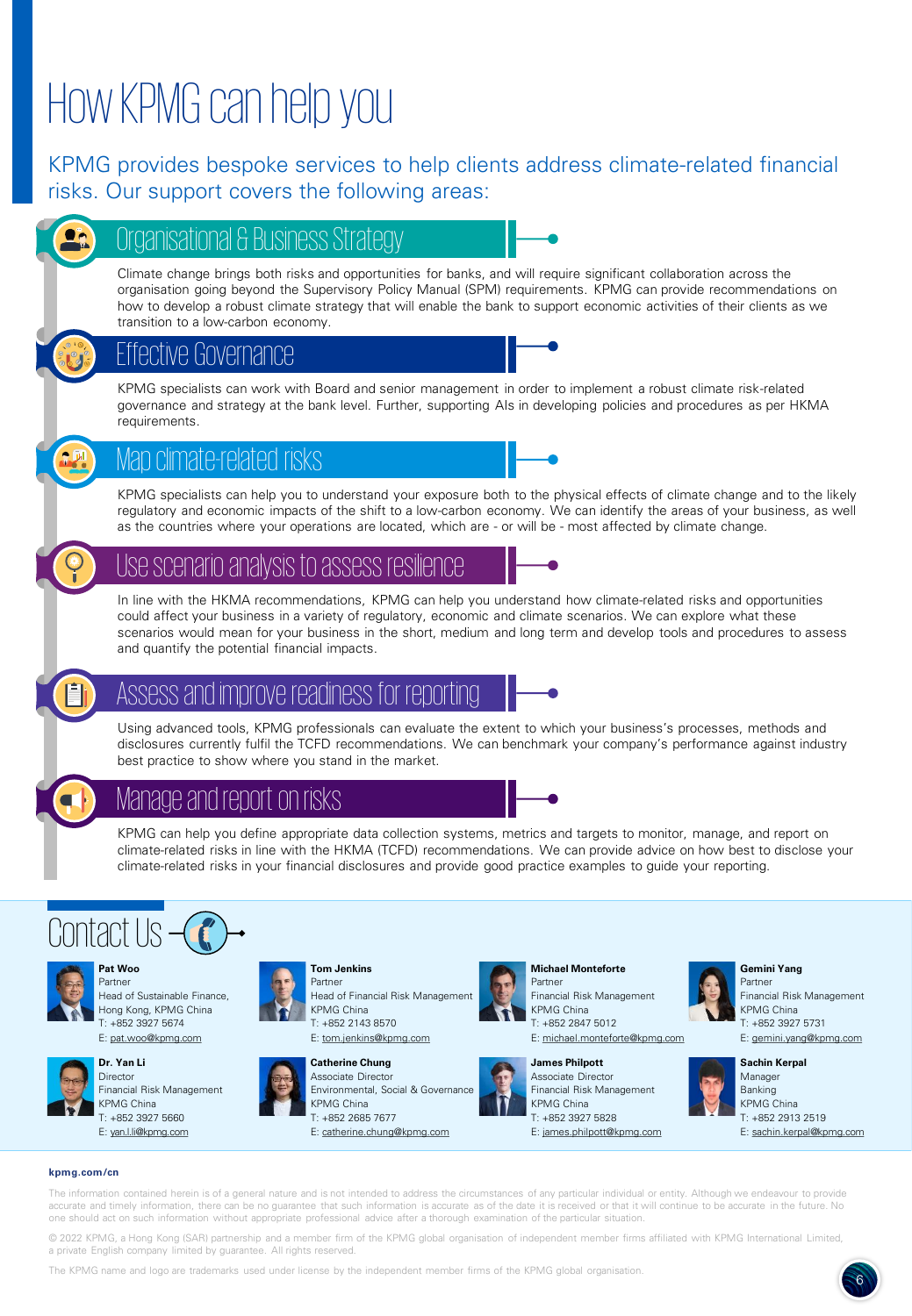# How KPMG can help you

KPMG provides bespoke services to help clients address climate-related financial risks. Our support covers the following areas:

## Organisational & Business Strategy

Climate change brings both risks and opportunities for banks, and will require significant collaboration across the organisation going beyond the Supervisory Policy Manual (SPM) requirements. KPMG can provide recommendations on how to develop a robust climate strategy that will enable the bank to support economic activities of their clients as we transition to a low-carbon economy.

## Effective Governance

KPMG specialists can work with Board and senior management in order to implement a robust climate risk-related governance and strategy at the bank level. Further, supporting AIs in developing policies and procedures as per HKMA requirements.

## Map climate-related risks

KPMG specialists can help you to understand your exposure both to the physical effects of climate change and to the likely regulatory and economic impacts of the shift to a low-carbon economy. We can identify the areas of your business, as well as the countries where your operations are located, which are - or will be - most affected by climate change.

## Use scenario analysis to assess resilience

In line with the HKMA recommendations, KPMG can help you understand how climate-related risks and opportunities could affect your business in a variety of regulatory, economic and climate scenarios. We can explore what these scenarios would mean for your business in the short, medium and long term and develop tools and procedures to assess and quantify the potential financial impacts.

## Assess and improve readiness for reporting

Using advanced tools, KPMG professionals can evaluate the extent to which your business's processes, methods and disclosures currently fulfil the TCFD recommendations. We can benchmark your company's performance against industry best practice to show where you stand in the market.

## Manage and report on risks

KPMG can help you define appropriate data collection systems, metrics and targets to monitor, manage, and report on climate-related risks in line with the HKMA (TCFD) recommendations. We can provide advice on how best to disclose your climate-related risks in your financial disclosures and provide good practice examples to guide your reporting.

# Contact Us

**Pat Woo**
Partner
Head of Sustainable Finance, Hong Kong, KPMG China
T: +852 3927 5674
E: pat.woo@kpmg.com

**Tom Jenkins**
Partner
Head of Financial Risk Management
KPMG China
T: +852 2143 8570
E: tom.jenkins@kpmg.com

**Michael Monteforte**
Partner
Financial Risk Management
KPMG China
T: +852 2847 5012
E: michael.monteforte@kpmg.com

**Gemini Yang**
Partner
Financial Risk Management
KPMG China
T: +852 3927 5731
E: gemini.yang@kpmg.com

**Dr. Yan Li**
Director
Financial Risk Management
KPMG China
T: +852 3927 5660
E: yan.l.li@kpmg.com

**Catherine Chung**
Associate Director
Environmental, Social & Governance
KPMG China
T: +852 2685 7677
E: catherine.chung@kpmg.com

**James Philpott**
Associate Director
Financial Risk Management
KPMG China
T: +852 3927 5828
E: james.philpott@kpmg.com

**Sachin Kerpal**
Manager
Banking
KPMG China
T: +852 2913 2519
E: sachin.kerpal@kpmg.com

**kpmg.com/cn**

The information contained herein is of a general nature and is not intended to address the circumstances of any particular individual or entity. Although we endeavour to provide accurate and timely information, there can be no guarantee that such information is accurate as of the date it is received or that it will continue to be accurate in the future. No one should act on such information without appropriate professional advice after a thorough examination of the particular situation.

© 2022 KPMG, a Hong Kong (SAR) partnership and a member firm of the KPMG global organisation of independent member firms affiliated with KPMG International Limited, a private English company limited by guarantee. All rights reserved.

The KPMG name and logo are trademarks used under license by the independent member firms of the KPMG global organisation.